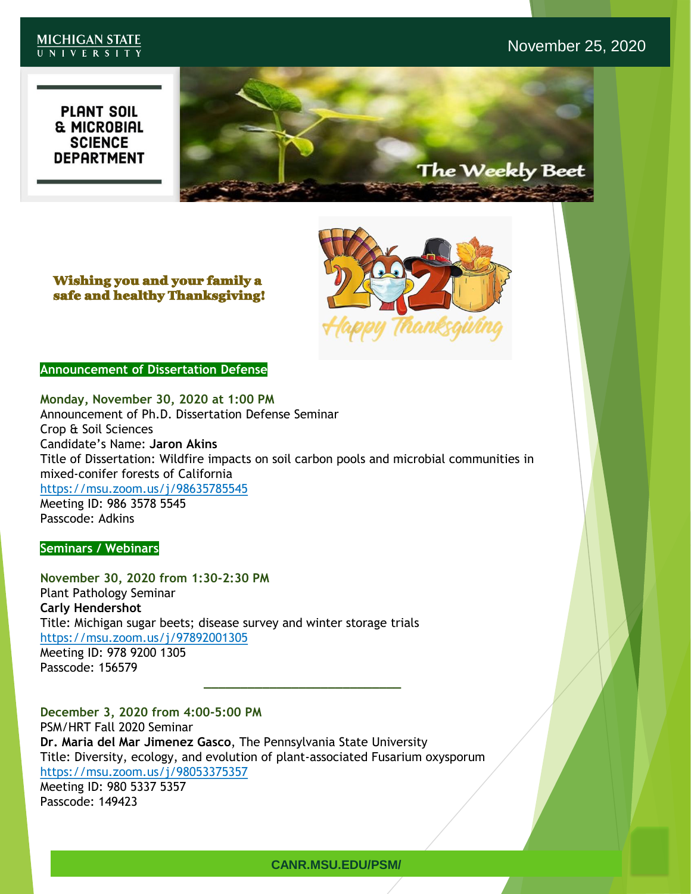MICHIGAN STATE UNIVERSITY

November 25, 2020

# PLANT SOIL & MICROBIAL SCIENCE DEPARTMENT

## The Weekly Beet

**Wishing you and your family a safe and healthy Thanksgiving!**

2020 Happy Thanksgiving

## Announcement of Dissertation Defense

**Monday, November 30, 2020 at 1:00 PM**
Announcement of Ph.D. Dissertation Defense Seminar
Crop & Soil Sciences
Candidate's Name: **Jaron Akins**
Title of Dissertation: Wildfire impacts on soil carbon pools and microbial communities in mixed-conifer forests of California
https://msu.zoom.us/j/98635785545
Meeting ID: 986 3578 5545
Passcode: Adkins

## Seminars / Webinars

**November 30, 2020 from 1:30-2:30 PM**
Plant Pathology Seminar
**Carly Hendershot**
Title: Michigan sugar beets; disease survey and winter storage trials
https://msu.zoom.us/j/97892001305
Meeting ID: 978 9200 1305
Passcode: 156579

---

**December 3, 2020 from 4:00-5:00 PM**
PSM/HRT Fall 2020 Seminar
**Dr. Maria del Mar Jimenez Gasco**, The Pennsylvania State University
Title: Diversity, ecology, and evolution of plant-associated Fusarium oxysporum
https://msu.zoom.us/j/98053375357
Meeting ID: 980 5337 5357
Passcode: 149423

CANR.MSU.EDU/PSM/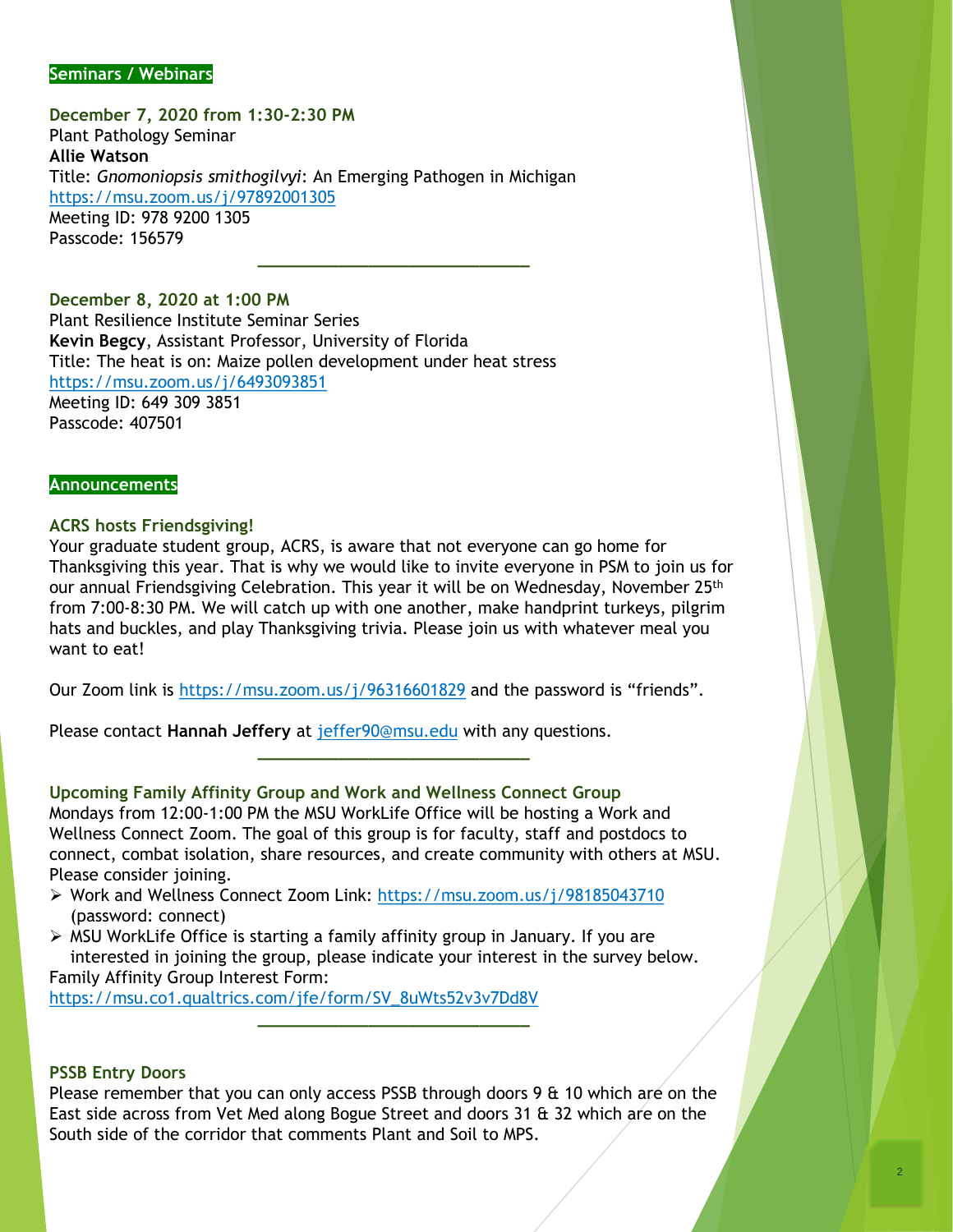## Seminars / Webinars

**December 7, 2020 from 1:30-2:30 PM**
Plant Pathology Seminar
**Allie Watson**
Title: *Gnomoniopsis smithogilvyi*: An Emerging Pathogen in Michigan
https://msu.zoom.us/j/97892001305
Meeting ID: 978 9200 1305
Passcode: 156579

---

**December 8, 2020 at 1:00 PM**
Plant Resilience Institute Seminar Series
**Kevin Begcy**, Assistant Professor, University of Florida
Title: The heat is on: Maize pollen development under heat stress
https://msu.zoom.us/j/6493093851
Meeting ID: 649 309 3851
Passcode: 407501

## Announcements

### ACRS hosts Friendsgiving!

Your graduate student group, ACRS, is aware that not everyone can go home for Thanksgiving this year. That is why we would like to invite everyone in PSM to join us for our annual Friendsgiving Celebration. This year it will be on Wednesday, November 25th from 7:00-8:30 PM. We will catch up with one another, make handprint turkeys, pilgrim hats and buckles, and play Thanksgiving trivia. Please join us with whatever meal you want to eat!

Our Zoom link is https://msu.zoom.us/j/96316601829 and the password is "friends".

Please contact **Hannah Jeffery** at jeffer90@msu.edu with any questions.

---

### Upcoming Family Affinity Group and Work and Wellness Connect Group

Mondays from 12:00-1:00 PM the MSU WorkLife Office will be hosting a Work and Wellness Connect Zoom. The goal of this group is for faculty, staff and postdocs to connect, combat isolation, share resources, and create community with others at MSU. Please consider joining.

- Work and Wellness Connect Zoom Link: https://msu.zoom.us/j/98185043710 (password: connect)
- MSU WorkLife Office is starting a family affinity group in January. If you are interested in joining the group, please indicate your interest in the survey below.

Family Affinity Group Interest Form:
https://msu.co1.qualtrics.com/jfe/form/SV_8uWts52v3v7Dd8V

---

### PSSB Entry Doors

Please remember that you can only access PSSB through doors 9 & 10 which are on the East side across from Vet Med along Bogue Street and doors 31 & 32 which are on the South side of the corridor that comments Plant and Soil to MPS.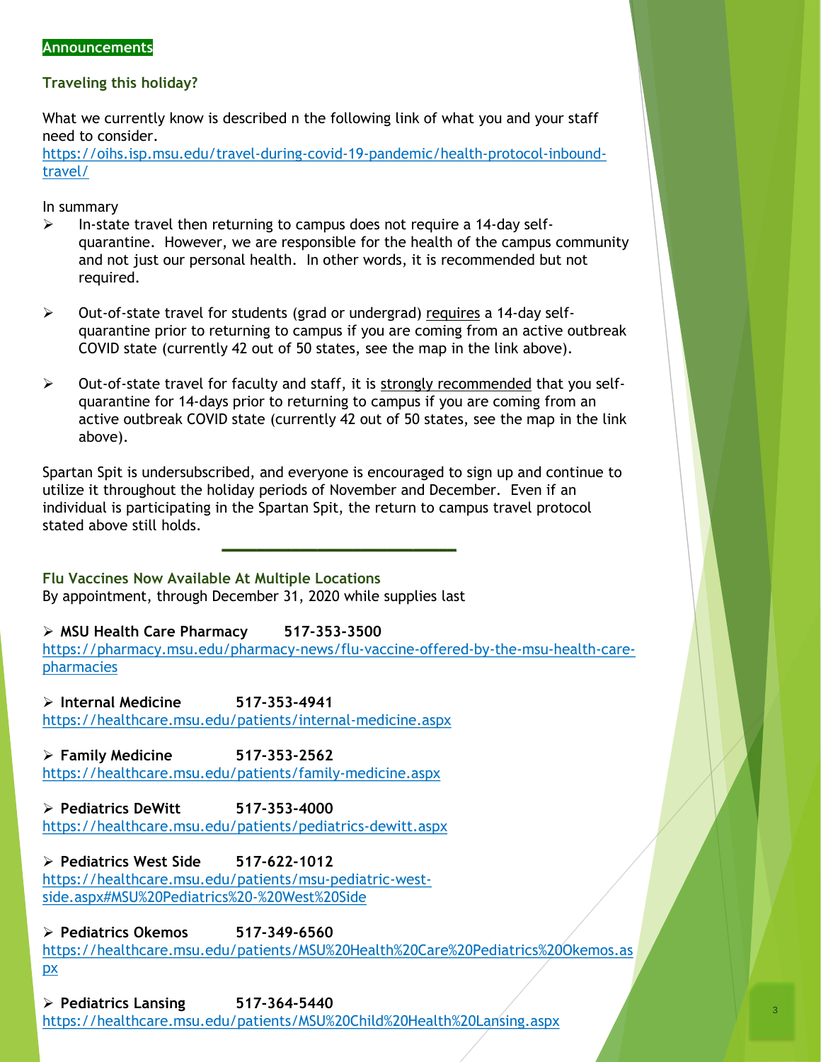## Announcements

### Traveling this holiday?

What we currently know is described n the following link of what you and your staff need to consider.
https://oihs.isp.msu.edu/travel-during-covid-19-pandemic/health-protocol-inbound-travel/

In summary

- In-state travel then returning to campus does not require a 14-day self-quarantine. However, we are responsible for the health of the campus community and not just our personal health. In other words, it is recommended but not required.

- Out-of-state travel for students (grad or undergrad) requires a 14-day self-quarantine prior to returning to campus if you are coming from an active outbreak COVID state (currently 42 out of 50 states, see the map in the link above).

- Out-of-state travel for faculty and staff, it is strongly recommended that you self-quarantine for 14-days prior to returning to campus if you are coming from an active outbreak COVID state (currently 42 out of 50 states, see the map in the link above).

Spartan Spit is undersubscribed, and everyone is encouraged to sign up and continue to utilize it throughout the holiday periods of November and December. Even if an individual is participating in the Spartan Spit, the return to campus travel protocol stated above still holds.

---

### Flu Vaccines Now Available At Multiple Locations

By appointment, through December 31, 2020 while supplies last

- **MSU Health Care Pharmacy 517-353-3500**
  https://pharmacy.msu.edu/pharmacy-news/flu-vaccine-offered-by-the-msu-health-care-pharmacies

- **Internal Medicine 517-353-4941**
  https://healthcare.msu.edu/patients/internal-medicine.aspx

- **Family Medicine 517-353-2562**
  https://healthcare.msu.edu/patients/family-medicine.aspx

- **Pediatrics DeWitt 517-353-4000**
  https://healthcare.msu.edu/patients/pediatrics-dewitt.aspx

- **Pediatrics West Side 517-622-1012**
  https://healthcare.msu.edu/patients/msu-pediatric-west-side.aspx#MSU%20Pediatrics%20-%20West%20Side

- **Pediatrics Okemos 517-349-6560**
  https://healthcare.msu.edu/patients/MSU%20Health%20Care%20Pediatrics%20Okemos.aspx

- **Pediatrics Lansing 517-364-5440**
  https://healthcare.msu.edu/patients/MSU%20Child%20Health%20Lansing.aspx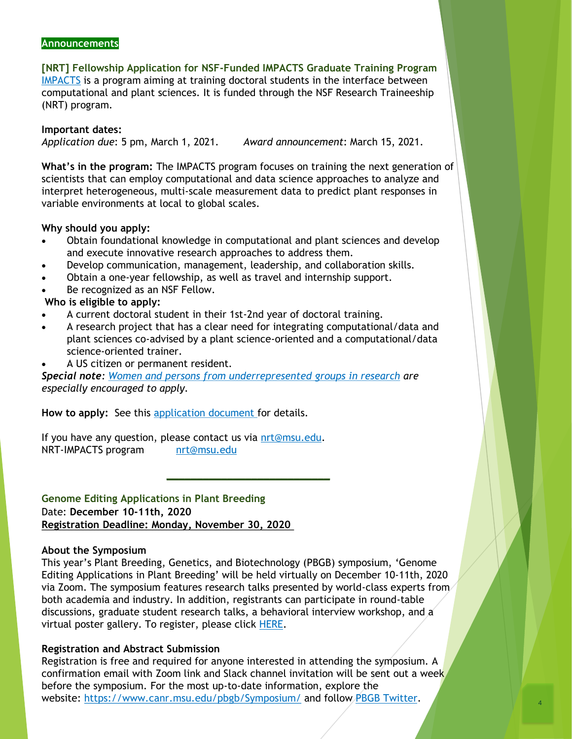## Announcements

### [NRT] Fellowship Application for NSF-Funded IMPACTS Graduate Training Program

IMPACTS is a program aiming at training doctoral students in the interface between computational and plant sciences. It is funded through the NSF Research Traineeship (NRT) program.

**Important dates:**
*Application due*: 5 pm, March 1, 2021. *Award announcement*: March 15, 2021.

**What's in the program:** The IMPACTS program focuses on training the next generation of scientists that can employ computational and data science approaches to analyze and interpret heterogeneous, multi-scale measurement data to predict plant responses in variable environments at local to global scales.

**Why should you apply:**

- Obtain foundational knowledge in computational and plant sciences and develop and execute innovative research approaches to address them.
- Develop communication, management, leadership, and collaboration skills.
- Obtain a one-year fellowship, as well as travel and internship support.
- Be recognized as an NSF Fellow.

**Who is eligible to apply:**

- A current doctoral student in their 1st-2nd year of doctoral training.
- A research project that has a clear need for integrating computational/data and plant sciences co-advised by a plant science-oriented and a computational/data science-oriented trainer.
- A US citizen or permanent resident.

***Special note***: *Women and persons from underrepresented groups in research are especially encouraged to apply.*

**How to apply:** See this application document for details.

If you have any question, please contact us via nrt@msu.edu.
NRT-IMPACTS program nrt@msu.edu

---

### Genome Editing Applications in Plant Breeding

Date: **December 10-11th, 2020**
**Registration Deadline: Monday, November 30, 2020**

**About the Symposium**
This year's Plant Breeding, Genetics, and Biotechnology (PBGB) symposium, 'Genome Editing Applications in Plant Breeding' will be held virtually on December 10-11th, 2020 via Zoom. The symposium features research talks presented by world-class experts from both academia and industry. In addition, registrants can participate in round-table discussions, graduate student research talks, a behavioral interview workshop, and a virtual poster gallery. To register, please click HERE.

**Registration and Abstract Submission**
Registration is free and required for anyone interested in attending the symposium. A confirmation email with Zoom link and Slack channel invitation will be sent out a week before the symposium. For the most up-to-date information, explore the website: https://www.canr.msu.edu/pbgb/Symposium/ and follow PBGB Twitter.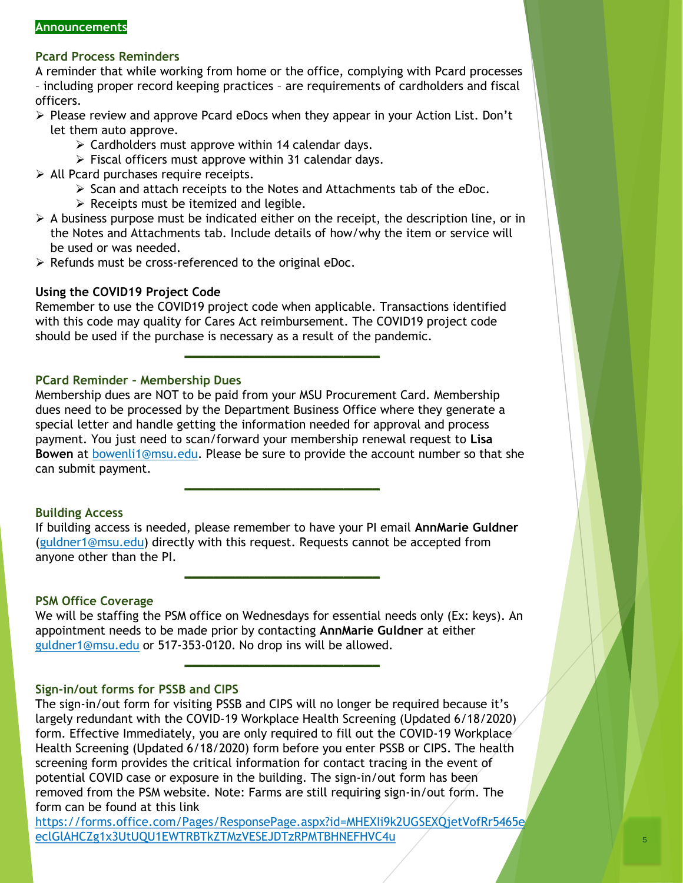## Announcements

### Pcard Process Reminders

A reminder that while working from home or the office, complying with Pcard processes – including proper record keeping practices – are requirements of cardholders and fiscal officers.

- Please review and approve Pcard eDocs when they appear in your Action List. Don't let them auto approve.
  - Cardholders must approve within 14 calendar days.
  - Fiscal officers must approve within 31 calendar days.
- All Pcard purchases require receipts.
  - Scan and attach receipts to the Notes and Attachments tab of the eDoc.
  - Receipts must be itemized and legible.
- A business purpose must be indicated either on the receipt, the description line, or in the Notes and Attachments tab. Include details of how/why the item or service will be used or was needed.
- Refunds must be cross-referenced to the original eDoc.

### Using the COVID19 Project Code

Remember to use the COVID19 project code when applicable. Transactions identified with this code may quality for Cares Act reimbursement. The COVID19 project code should be used if the purchase is necessary as a result of the pandemic.

---

### PCard Reminder – Membership Dues

Membership dues are NOT to be paid from your MSU Procurement Card. Membership dues need to be processed by the Department Business Office where they generate a special letter and handle getting the information needed for approval and process payment. You just need to scan/forward your membership renewal request to **Lisa Bowen** at bowenli1@msu.edu. Please be sure to provide the account number so that she can submit payment.

---

### Building Access

If building access is needed, please remember to have your PI email **AnnMarie Guldner** (guldner1@msu.edu) directly with this request. Requests cannot be accepted from anyone other than the PI.

---

### PSM Office Coverage

We will be staffing the PSM office on Wednesdays for essential needs only (Ex: keys). An appointment needs to be made prior by contacting **AnnMarie Guldner** at either guldner1@msu.edu or 517-353-0120. No drop ins will be allowed.

---

### Sign-in/out forms for PSSB and CIPS

The sign-in/out form for visiting PSSB and CIPS will no longer be required because it's largely redundant with the COVID-19 Workplace Health Screening (Updated 6/18/2020) form. Effective Immediately, you are only required to fill out the COVID-19 Workplace Health Screening (Updated 6/18/2020) form before you enter PSSB or CIPS. The health screening form provides the critical information for contact tracing in the event of potential COVID case or exposure in the building. The sign-in/out form has been removed from the PSM website. Note: Farms are still requiring sign-in/out form. The form can be found at this link https://forms.office.com/Pages/ResponsePage.aspx?id=MHEXIi9k2UGSEXQjetVofRr5465eeclGlAHCZg1x3UtUQU1EWTRBTkZTMzVESEJDTzRPMTBHNEFHVC4u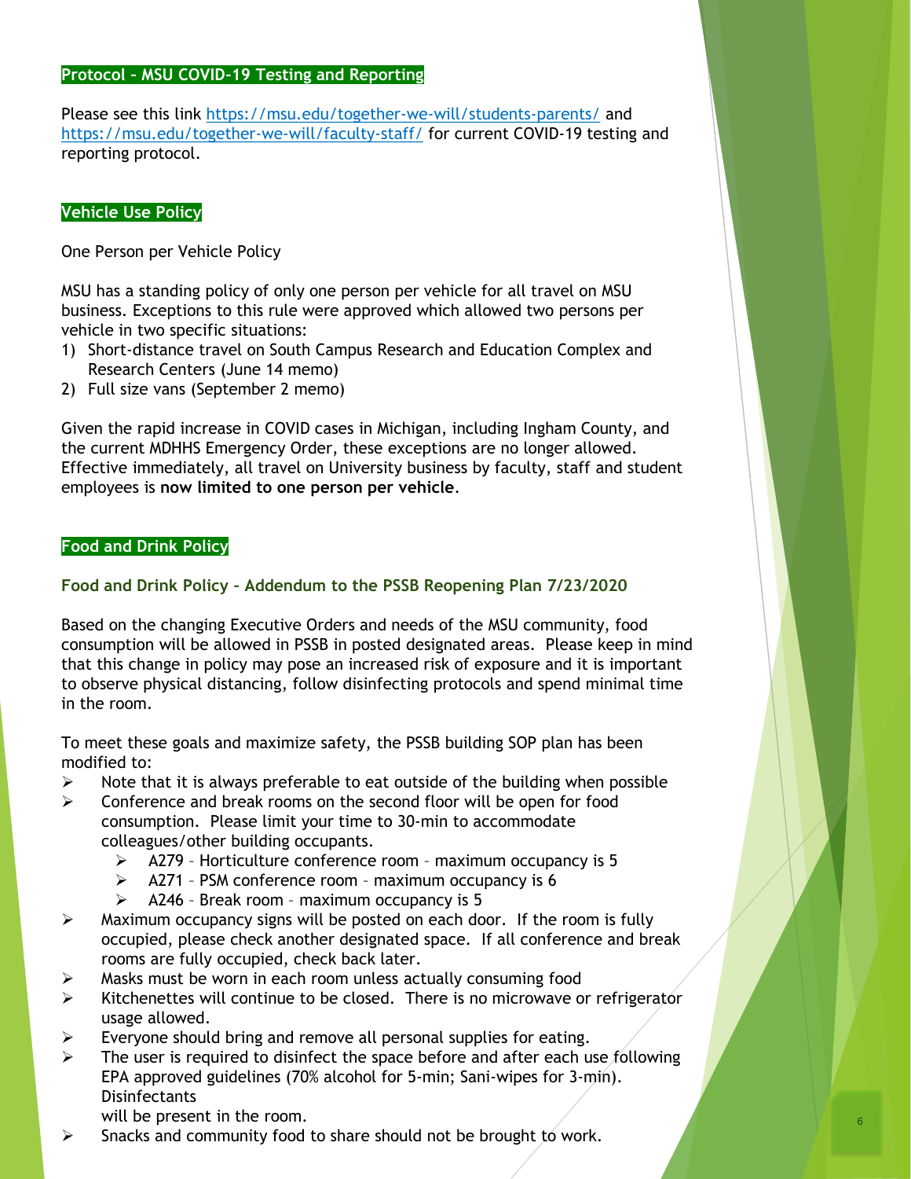## Protocol – MSU COVID-19 Testing and Reporting

Please see this link https://msu.edu/together-we-will/students-parents/ and https://msu.edu/together-we-will/faculty-staff/ for current COVID-19 testing and reporting protocol.

## Vehicle Use Policy

One Person per Vehicle Policy

MSU has a standing policy of only one person per vehicle for all travel on MSU business. Exceptions to this rule were approved which allowed two persons per vehicle in two specific situations:

1) Short-distance travel on South Campus Research and Education Complex and Research Centers (June 14 memo)
2) Full size vans (September 2 memo)

Given the rapid increase in COVID cases in Michigan, including Ingham County, and the current MDHHS Emergency Order, these exceptions are no longer allowed. Effective immediately, all travel on University business by faculty, staff and student employees is **now limited to one person per vehicle**.

## Food and Drink Policy

### Food and Drink Policy – Addendum to the PSSB Reopening Plan 7/23/2020

Based on the changing Executive Orders and needs of the MSU community, food consumption will be allowed in PSSB in posted designated areas. Please keep in mind that this change in policy may pose an increased risk of exposure and it is important to observe physical distancing, follow disinfecting protocols and spend minimal time in the room.

To meet these goals and maximize safety, the PSSB building SOP plan has been modified to:

- Note that it is always preferable to eat outside of the building when possible
- Conference and break rooms on the second floor will be open for food consumption. Please limit your time to 30-min to accommodate colleagues/other building occupants.
    - A279 – Horticulture conference room – maximum occupancy is 5
    - A271 – PSM conference room – maximum occupancy is 6
    - A246 – Break room – maximum occupancy is 5
- Maximum occupancy signs will be posted on each door. If the room is fully occupied, please check another designated space. If all conference and break rooms are fully occupied, check back later.
- Masks must be worn in each room unless actually consuming food
- Kitchenettes will continue to be closed. There is no microwave or refrigerator usage allowed.
- Everyone should bring and remove all personal supplies for eating.
- The user is required to disinfect the space before and after each use following EPA approved guidelines (70% alcohol for 5-min; Sani-wipes for 3-min). Disinfectants will be present in the room.
- Snacks and community food to share should not be brought to work.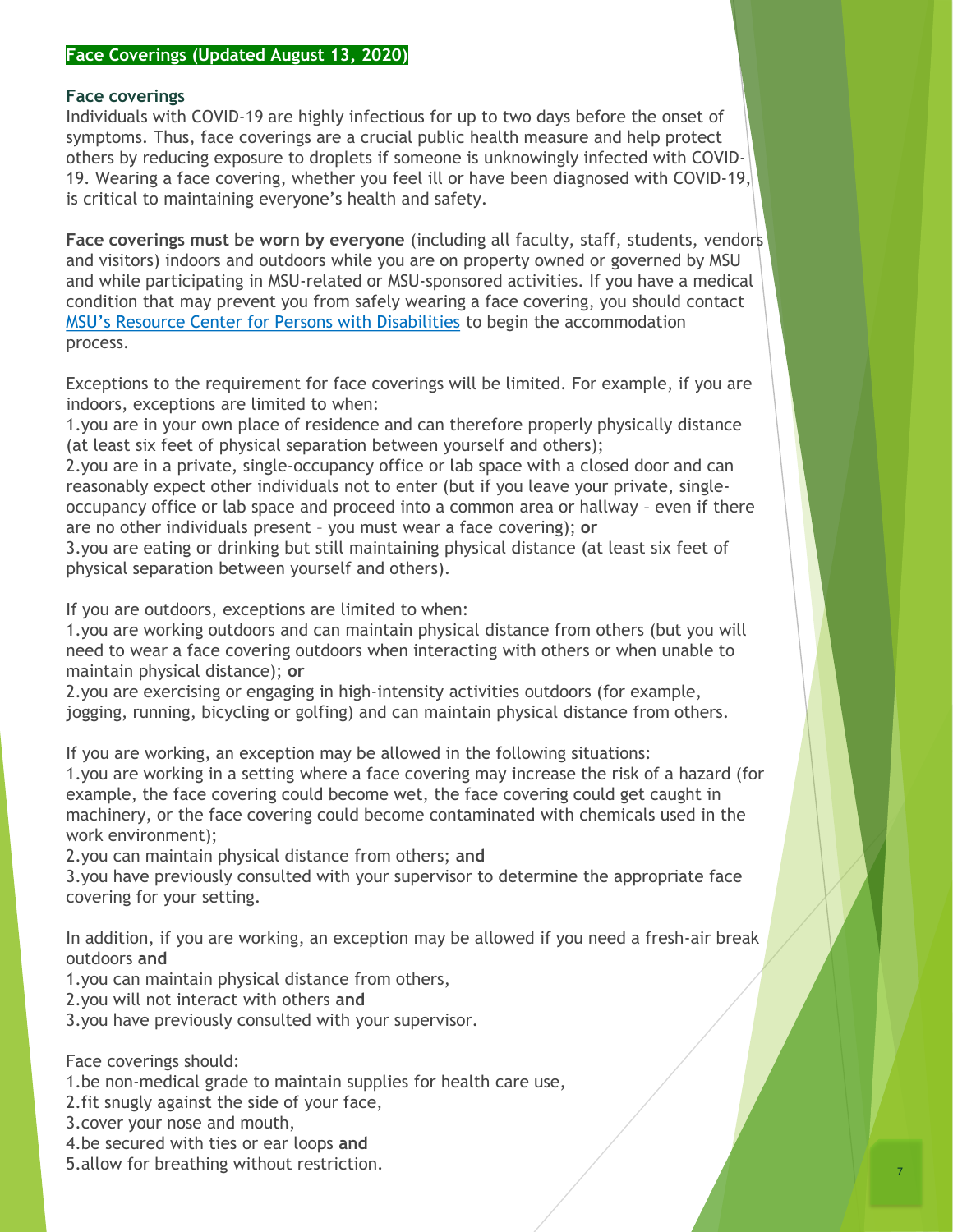## Face Coverings (Updated August 13, 2020)

### Face coverings

Individuals with COVID-19 are highly infectious for up to two days before the onset of symptoms. Thus, face coverings are a crucial public health measure and help protect others by reducing exposure to droplets if someone is unknowingly infected with COVID-19. Wearing a face covering, whether you feel ill or have been diagnosed with COVID-19, is critical to maintaining everyone's health and safety.

**Face coverings must be worn by everyone** (including all faculty, staff, students, vendors and visitors) indoors and outdoors while you are on property owned or governed by MSU and while participating in MSU-related or MSU-sponsored activities. If you have a medical condition that may prevent you from safely wearing a face covering, you should contact [MSU's Resource Center for Persons with Disabilities] to begin the accommodation process.

Exceptions to the requirement for face coverings will be limited. For example, if you are indoors, exceptions are limited to when:

1. you are in your own place of residence and can therefore properly physically distance (at least six feet of physical separation between yourself and others);
2. you are in a private, single-occupancy office or lab space with a closed door and can reasonably expect other individuals not to enter (but if you leave your private, single-occupancy office or lab space and proceed into a common area or hallway – even if there are no other individuals present – you must wear a face covering); **or**
3. you are eating or drinking but still maintaining physical distance (at least six feet of physical separation between yourself and others).

If you are outdoors, exceptions are limited to when:

1. you are working outdoors and can maintain physical distance from others (but you will need to wear a face covering outdoors when interacting with others or when unable to maintain physical distance); **or**
2. you are exercising or engaging in high-intensity activities outdoors (for example, jogging, running, bicycling or golfing) and can maintain physical distance from others.

If you are working, an exception may be allowed in the following situations:

1. you are working in a setting where a face covering may increase the risk of a hazard (for example, the face covering could become wet, the face covering could get caught in machinery, or the face covering could become contaminated with chemicals used in the work environment);
2. you can maintain physical distance from others; **and**
3. you have previously consulted with your supervisor to determine the appropriate face covering for your setting.

In addition, if you are working, an exception may be allowed if you need a fresh-air break outdoors **and**

1. you can maintain physical distance from others,
2. you will not interact with others **and**
3. you have previously consulted with your supervisor.

Face coverings should:

1. be non-medical grade to maintain supplies for health care use,
2. fit snugly against the side of your face,
3. cover your nose and mouth,
4. be secured with ties or ear loops **and**
5. allow for breathing without restriction.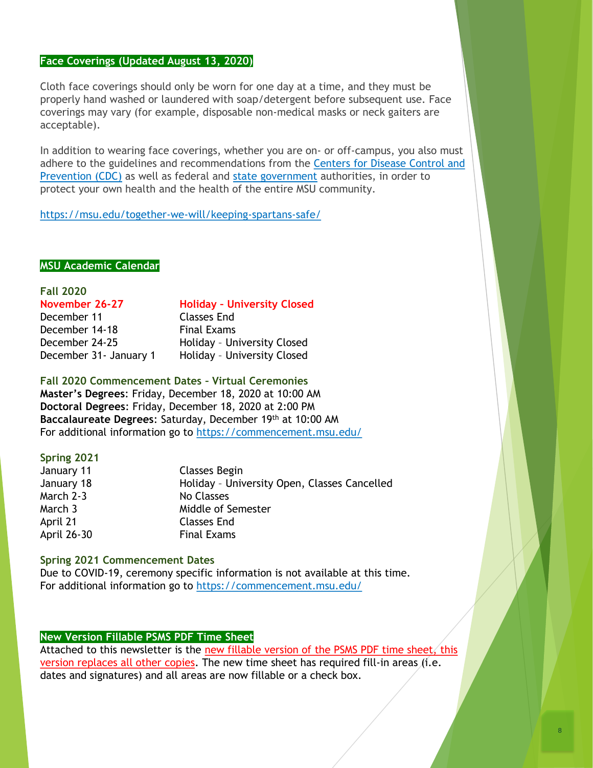## Face Coverings (Updated August 13, 2020)

Cloth face coverings should only be worn for one day at a time, and they must be properly hand washed or laundered with soap/detergent before subsequent use. Face coverings may vary (for example, disposable non-medical masks or neck gaiters are acceptable).

In addition to wearing face coverings, whether you are on- or off-campus, you also must adhere to the guidelines and recommendations from the Centers for Disease Control and Prevention (CDC) as well as federal and state government authorities, in order to protect your own health and the health of the entire MSU community.

https://msu.edu/together-we-will/keeping-spartans-safe/

## MSU Academic Calendar

### Fall 2020

| | |
|---|---|
| **November 26-27** | **Holiday – University Closed** |
| December 11 | Classes End |
| December 14-18 | Final Exams |
| December 24-25 | Holiday – University Closed |
| December 31- January 1 | Holiday – University Closed |

### Fall 2020 Commencement Dates – Virtual Ceremonies

**Master's Degrees**: Friday, December 18, 2020 at 10:00 AM
**Doctoral Degrees**: Friday, December 18, 2020 at 2:00 PM
**Baccalaureate Degrees**: Saturday, December 19th at 10:00 AM
For additional information go to https://commencement.msu.edu/

### Spring 2021

| | |
|---|---|
| January 11 | Classes Begin |
| January 18 | Holiday – University Open, Classes Cancelled |
| March 2-3 | No Classes |
| March 3 | Middle of Semester |
| April 21 | Classes End |
| April 26-30 | Final Exams |

### Spring 2021 Commencement Dates

Due to COVID-19, ceremony specific information is not available at this time.
For additional information go to https://commencement.msu.edu/

## New Version Fillable PSMS PDF Time Sheet

Attached to this newsletter is the new fillable version of the PSMS PDF time sheet, this version replaces all other copies. The new time sheet has required fill-in areas (i.e. dates and signatures) and all areas are now fillable or a check box.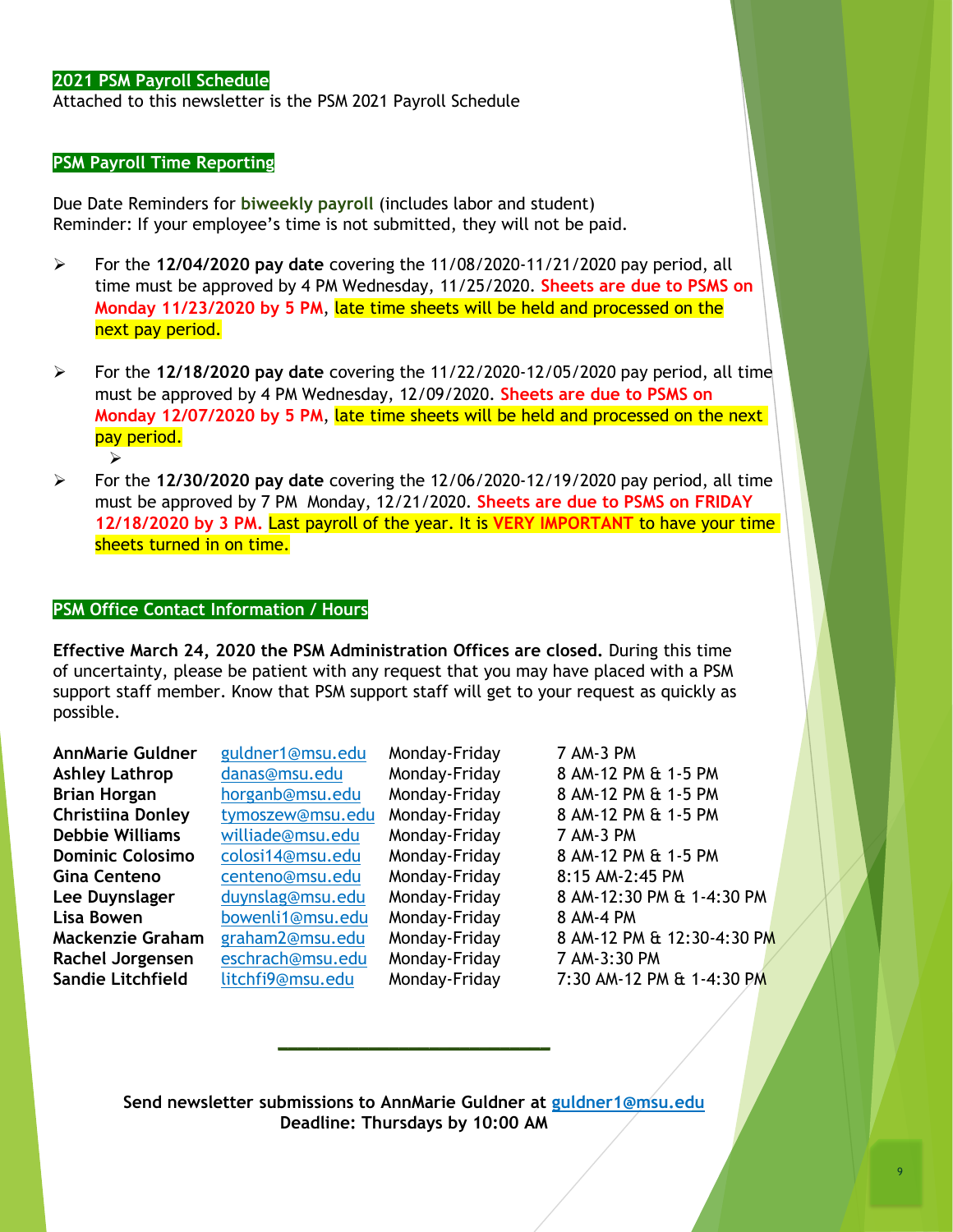## 2021 PSM Payroll Schedule

Attached to this newsletter is the PSM 2021 Payroll Schedule

## PSM Payroll Time Reporting

Due Date Reminders for **biweekly payroll** (includes labor and student)
Reminder: If your employee's time is not submitted, they will not be paid.

- For the **12/04/2020 pay date** covering the 11/08/2020-11/21/2020 pay period, all time must be approved by 4 PM Wednesday, 11/25/2020. **Sheets are due to PSMS on Monday 11/23/2020 by 5 PM**, late time sheets will be held and processed on the next pay period.

- For the **12/18/2020 pay date** covering the 11/22/2020-12/05/2020 pay period, all time must be approved by 4 PM Wednesday, 12/09/2020. **Sheets are due to PSMS on Monday 12/07/2020 by 5 PM**, late time sheets will be held and processed on the next pay period.

- For the **12/30/2020 pay date** covering the 12/06/2020-12/19/2020 pay period, all time must be approved by 7 PM Monday, 12/21/2020. **Sheets are due to PSMS on FRIDAY 12/18/2020 by 3 PM.** Last payroll of the year. It is **VERY IMPORTANT** to have your time sheets turned in on time.

## PSM Office Contact Information / Hours

**Effective March 24, 2020 the PSM Administration Offices are closed.** During this time of uncertainty, please be patient with any request that you may have placed with a PSM support staff member. Know that PSM support staff will get to your request as quickly as possible.

| | | | |
|---|---|---|---|
| **AnnMarie Guldner** | guldner1@msu.edu | Monday-Friday | 7 AM-3 PM |
| **Ashley Lathrop** | danas@msu.edu | Monday-Friday | 8 AM-12 PM & 1-5 PM |
| **Brian Horgan** | horganb@msu.edu | Monday-Friday | 8 AM-12 PM & 1-5 PM |
| **Christiina Donley** | tymoszew@msu.edu | Monday-Friday | 8 AM-12 PM & 1-5 PM |
| **Debbie Williams** | williade@msu.edu | Monday-Friday | 7 AM-3 PM |
| **Dominic Colosimo** | colosi14@msu.edu | Monday-Friday | 8 AM-12 PM & 1-5 PM |
| **Gina Centeno** | centeno@msu.edu | Monday-Friday | 8:15 AM-2:45 PM |
| **Lee Duynslager** | duynslag@msu.edu | Monday-Friday | 8 AM-12:30 PM & 1-4:30 PM |
| **Lisa Bowen** | bowenli1@msu.edu | Monday-Friday | 8 AM-4 PM |
| **Mackenzie Graham** | graham2@msu.edu | Monday-Friday | 8 AM-12 PM & 12:30-4:30 PM |
| **Rachel Jorgensen** | eschrach@msu.edu | Monday-Friday | 7 AM-3:30 PM |
| **Sandie Litchfield** | litchfi9@msu.edu | Monday-Friday | 7:30 AM-12 PM & 1-4:30 PM |

---

**Send newsletter submissions to AnnMarie Guldner at guldner1@msu.edu**
**Deadline: Thursdays by 10:00 AM**